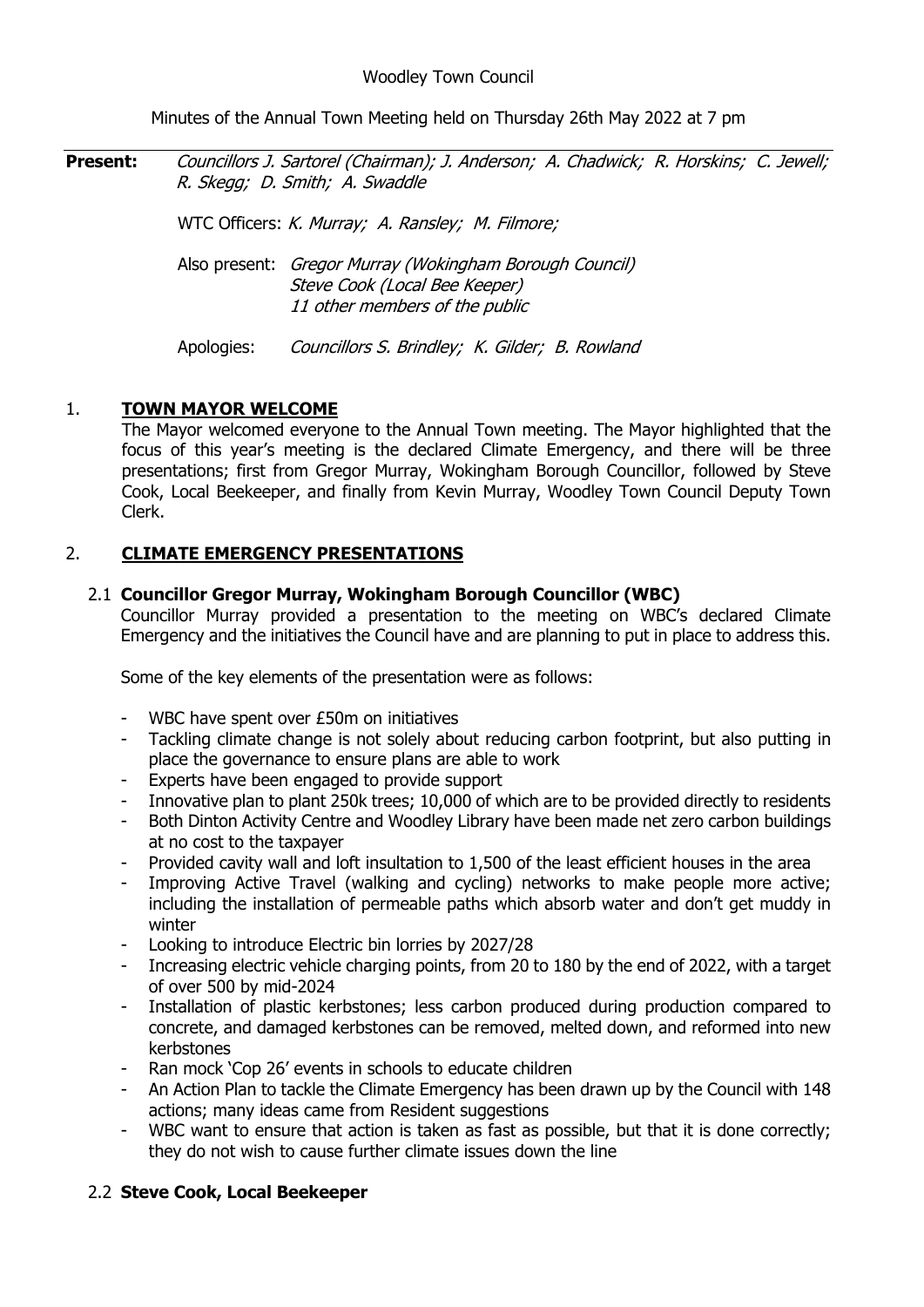Woodley Town Council

Minutes of the Annual Town Meeting held on Thursday 26th May 2022 at 7 pm

**Present:** *Councillors J. Sartorel (Chairman); J. Anderson; A. Chadwick; R. Horskins; C. Jewell; R. Skegg; D. Smith; A. Swaddle*

WTC Officers: *K. Murray; A. Ransley; M. Filmore;*

Also present: *Gregor Murray (Wokingham Borough Council)*
*Steve Cook (Local Bee Keeper)*
*11 other members of the public*

Apologies: *Councillors S. Brindley; K. Gilder; B. Rowland*

## 1. TOWN MAYOR WELCOME

The Mayor welcomed everyone to the Annual Town meeting. The Mayor highlighted that the focus of this year's meeting is the declared Climate Emergency, and there will be three presentations; first from Gregor Murray, Wokingham Borough Councillor, followed by Steve Cook, Local Beekeeper, and finally from Kevin Murray, Woodley Town Council Deputy Town Clerk.

## 2. CLIMATE EMERGENCY PRESENTATIONS

### 2.1 Councillor Gregor Murray, Wokingham Borough Councillor (WBC)

Councillor Murray provided a presentation to the meeting on WBC's declared Climate Emergency and the initiatives the Council have and are planning to put in place to address this.

Some of the key elements of the presentation were as follows:

- WBC have spent over £50m on initiatives
- Tackling climate change is not solely about reducing carbon footprint, but also putting in place the governance to ensure plans are able to work
- Experts have been engaged to provide support
- Innovative plan to plant 250k trees; 10,000 of which are to be provided directly to residents
- Both Dinton Activity Centre and Woodley Library have been made net zero carbon buildings at no cost to the taxpayer
- Provided cavity wall and loft insultation to 1,500 of the least efficient houses in the area
- Improving Active Travel (walking and cycling) networks to make people more active; including the installation of permeable paths which absorb water and don't get muddy in winter
- Looking to introduce Electric bin lorries by 2027/28
- Increasing electric vehicle charging points, from 20 to 180 by the end of 2022, with a target of over 500 by mid-2024
- Installation of plastic kerbstones; less carbon produced during production compared to concrete, and damaged kerbstones can be removed, melted down, and reformed into new kerbstones
- Ran mock 'Cop 26' events in schools to educate children
- An Action Plan to tackle the Climate Emergency has been drawn up by the Council with 148 actions; many ideas came from Resident suggestions
- WBC want to ensure that action is taken as fast as possible, but that it is done correctly; they do not wish to cause further climate issues down the line

### 2.2 Steve Cook, Local Beekeeper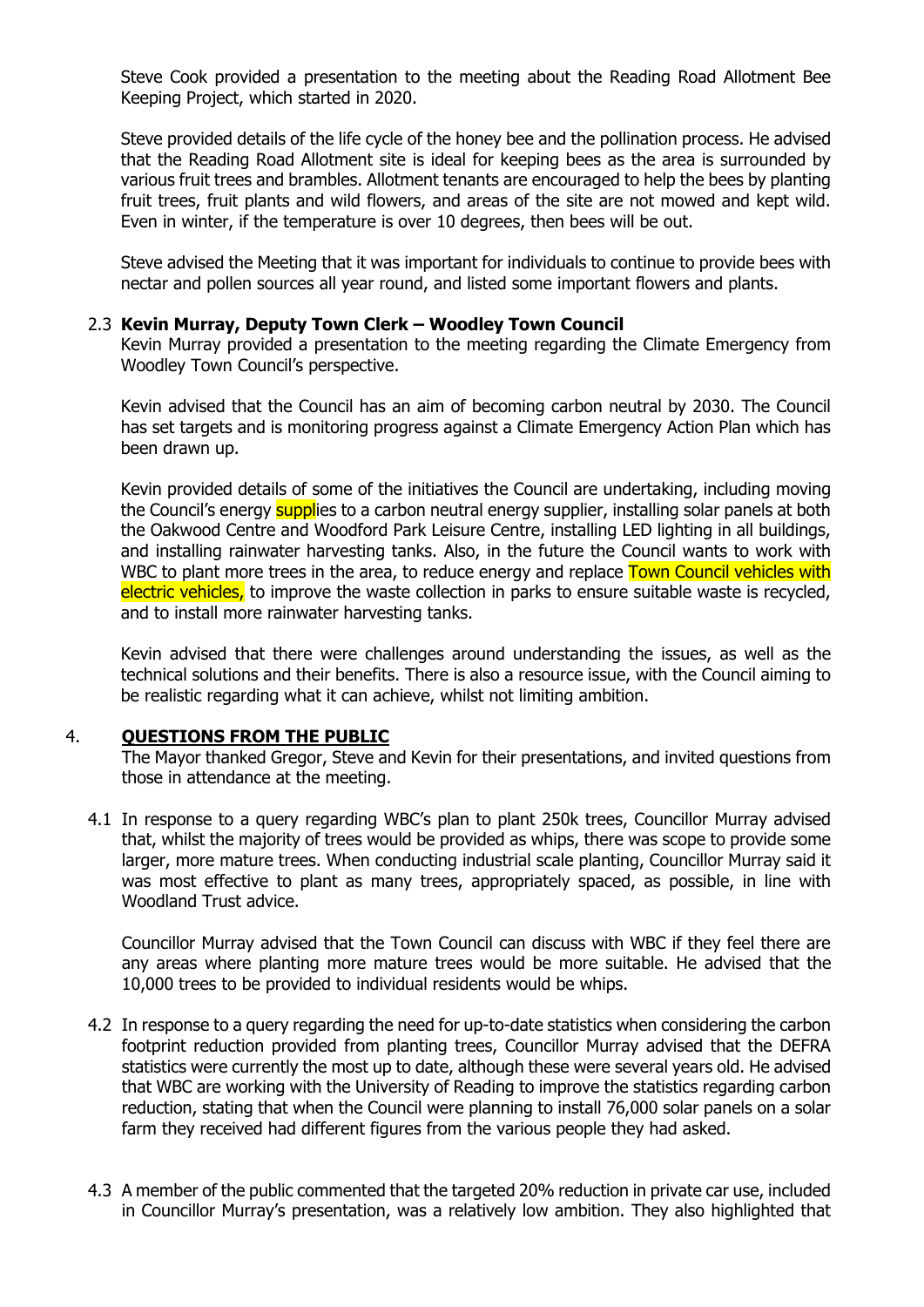Steve Cook provided a presentation to the meeting about the Reading Road Allotment Bee Keeping Project, which started in 2020.

Steve provided details of the life cycle of the honey bee and the pollination process. He advised that the Reading Road Allotment site is ideal for keeping bees as the area is surrounded by various fruit trees and brambles. Allotment tenants are encouraged to help the bees by planting fruit trees, fruit plants and wild flowers, and areas of the site are not mowed and kept wild. Even in winter, if the temperature is over 10 degrees, then bees will be out.

Steve advised the Meeting that it was important for individuals to continue to provide bees with nectar and pollen sources all year round, and listed some important flowers and plants.

2.3 **Kevin Murray, Deputy Town Clerk – Woodley Town Council**

Kevin Murray provided a presentation to the meeting regarding the Climate Emergency from Woodley Town Council's perspective.

Kevin advised that the Council has an aim of becoming carbon neutral by 2030. The Council has set targets and is monitoring progress against a Climate Emergency Action Plan which has been drawn up.

Kevin provided details of some of the initiatives the Council are undertaking, including moving the Council's energy supplies to a carbon neutral energy supplier, installing solar panels at both the Oakwood Centre and Woodford Park Leisure Centre, installing LED lighting in all buildings, and installing rainwater harvesting tanks. Also, in the future the Council wants to work with WBC to plant more trees in the area, to reduce energy and replace Town Council vehicles with electric vehicles, to improve the waste collection in parks to ensure suitable waste is recycled, and to install more rainwater harvesting tanks.

Kevin advised that there were challenges around understanding the issues, as well as the technical solutions and their benefits. There is also a resource issue, with the Council aiming to be realistic regarding what it can achieve, whilst not limiting ambition.

## 4. QUESTIONS FROM THE PUBLIC

The Mayor thanked Gregor, Steve and Kevin for their presentations, and invited questions from those in attendance at the meeting.

4.1 In response to a query regarding WBC's plan to plant 250k trees, Councillor Murray advised that, whilst the majority of trees would be provided as whips, there was scope to provide some larger, more mature trees. When conducting industrial scale planting, Councillor Murray said it was most effective to plant as many trees, appropriately spaced, as possible, in line with Woodland Trust advice.

Councillor Murray advised that the Town Council can discuss with WBC if they feel there are any areas where planting more mature trees would be more suitable. He advised that the 10,000 trees to be provided to individual residents would be whips.

4.2 In response to a query regarding the need for up-to-date statistics when considering the carbon footprint reduction provided from planting trees, Councillor Murray advised that the DEFRA statistics were currently the most up to date, although these were several years old. He advised that WBC are working with the University of Reading to improve the statistics regarding carbon reduction, stating that when the Council were planning to install 76,000 solar panels on a solar farm they received had different figures from the various people they had asked.

4.3 A member of the public commented that the targeted 20% reduction in private car use, included in Councillor Murray's presentation, was a relatively low ambition. They also highlighted that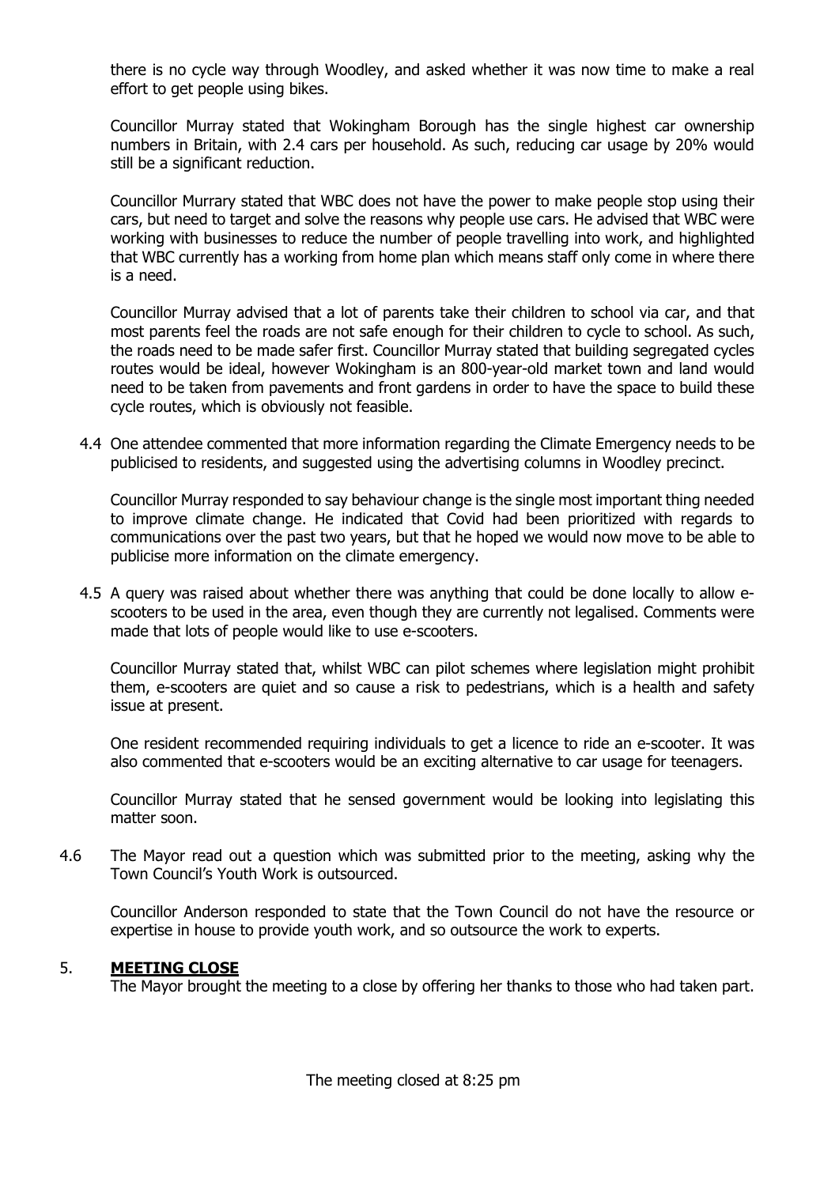there is no cycle way through Woodley, and asked whether it was now time to make a real effort to get people using bikes.

Councillor Murray stated that Wokingham Borough has the single highest car ownership numbers in Britain, with 2.4 cars per household. As such, reducing car usage by 20% would still be a significant reduction.

Councillor Murrary stated that WBC does not have the power to make people stop using their cars, but need to target and solve the reasons why people use cars. He advised that WBC were working with businesses to reduce the number of people travelling into work, and highlighted that WBC currently has a working from home plan which means staff only come in where there is a need.

Councillor Murray advised that a lot of parents take their children to school via car, and that most parents feel the roads are not safe enough for their children to cycle to school. As such, the roads need to be made safer first. Councillor Murray stated that building segregated cycles routes would be ideal, however Wokingham is an 800-year-old market town and land would need to be taken from pavements and front gardens in order to have the space to build these cycle routes, which is obviously not feasible.

4.4 One attendee commented that more information regarding the Climate Emergency needs to be publicised to residents, and suggested using the advertising columns in Woodley precinct.

Councillor Murray responded to say behaviour change is the single most important thing needed to improve climate change. He indicated that Covid had been prioritized with regards to communications over the past two years, but that he hoped we would now move to be able to publicise more information on the climate emergency.

4.5 A query was raised about whether there was anything that could be done locally to allow e-scooters to be used in the area, even though they are currently not legalised. Comments were made that lots of people would like to use e-scooters.

Councillor Murray stated that, whilst WBC can pilot schemes where legislation might prohibit them, e-scooters are quiet and so cause a risk to pedestrians, which is a health and safety issue at present.

One resident recommended requiring individuals to get a licence to ride an e-scooter. It was also commented that e-scooters would be an exciting alternative to car usage for teenagers.

Councillor Murray stated that he sensed government would be looking into legislating this matter soon.

4.6 The Mayor read out a question which was submitted prior to the meeting, asking why the Town Council's Youth Work is outsourced.

Councillor Anderson responded to state that the Town Council do not have the resource or expertise in house to provide youth work, and so outsource the work to experts.

## 5. **MEETING CLOSE**

The Mayor brought the meeting to a close by offering her thanks to those who had taken part.

The meeting closed at 8:25 pm